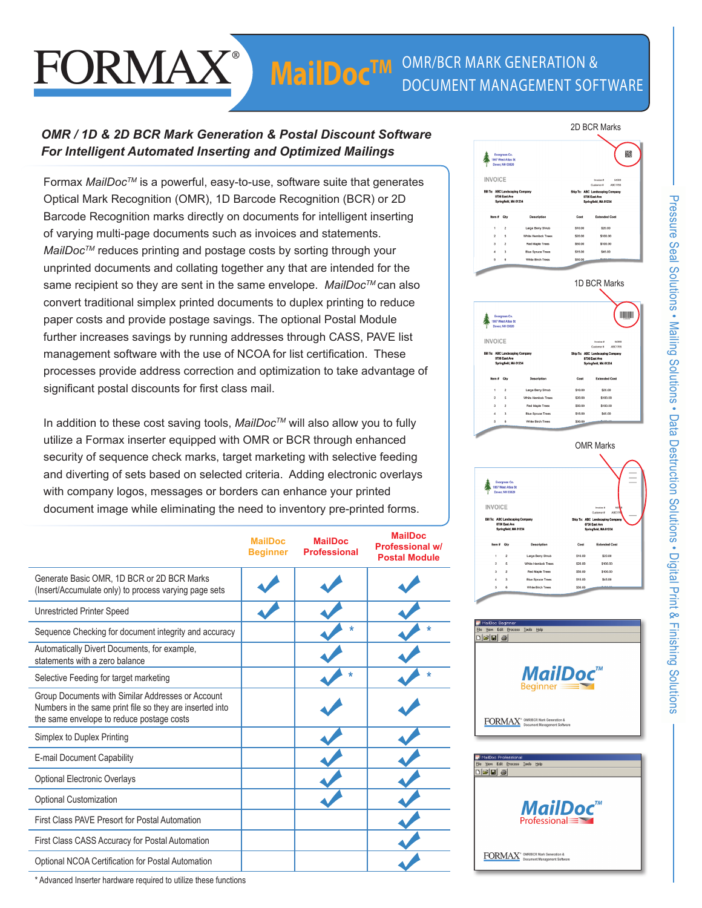# FORMAX® MailDoc™ OMR/BCR MARK GENERATION & DOCUMENT MANAGEMENT SOFTWARE

### *OMR / 1D & 2D BCR Mark Generation & Postal Discount Software For Intelligent Automated Inserting and Optimized Mailings*

Formax *MailDoc*™ is a powerful, easy-to-use, software suite that generates Optical Mark Recognition (OMR), 1D Barcode Recognition (BCR) or 2D Barcode Recognition marks directly on documents for intelligent inserting of varying multi-page documents such as invoices and statements. *MailDoc*™ reduces printing and postage costs by sorting through your unprinted documents and collating together any that are intended for the same recipient so they are sent in the same envelope. *MailDoc*™ can also convert traditional simplex printed documents to duplex printing to reduce paper costs and provide postage savings. The optional Postal Module further increases savings by running addresses through CASS, PAVE list management software with the use of NCOA for list certification. These processes provide address correction and optimization to take advantage of significant postal discounts for first class mail.

In addition to these cost saving tools, *MailDoc*™ will also allow you to fully utilize a Formax inserter equipped with OMR or BCR through enhanced security of sequence check marks, target marketing with selective feeding and diverting of sets based on selected criteria. Adding electronic overlays with company logos, messages or borders can enhance your printed document image while eliminating the need to inventory pre-printed forms.

| | MailDoc Beginner | MailDoc Professional | MailDoc Professional w/ Postal Module |
|---|---|---|---|
| Generate Basic OMR, 1D BCR or 2D BCR Marks (Insert/Accumulate only) to process varying page sets | ✓ | ✓ | ✓ |
| Unrestricted Printer Speed | ✓ | ✓ | ✓ |
| Sequence Checking for document integrity and accuracy | | ✓ * | ✓ * |
| Automatically Divert Documents, for example, statements with a zero balance | | ✓ | ✓ |
| Selective Feeding for target marketing | | ✓ * | ✓ * |
| Group Documents with Similar Addresses or Account Numbers in the same print file so they are inserted into the same envelope to reduce postage costs | | ✓ | ✓ |
| Simplex to Duplex Printing | | ✓ | ✓ |
| E-mail Document Capability | | ✓ | ✓ |
| Optional Electronic Overlays | | ✓ | ✓ |
| Optional Customization | | ✓ | ✓ |
| First Class PAVE Presort for Postal Automation | | | ✓ |
| First Class CASS Accuracy for Postal Automation | | | ✓ |
| Optional NCOA Certification for Postal Automation | | | ✓ |

\* Advanced Inserter hardware required to utilize these functions

2D BCR Marks

1D BCR Marks

OMR Marks

Pressure Seal Solutions • Mailing Solutions • Data Destruction Solutions • Digital Print & Finishing Solutions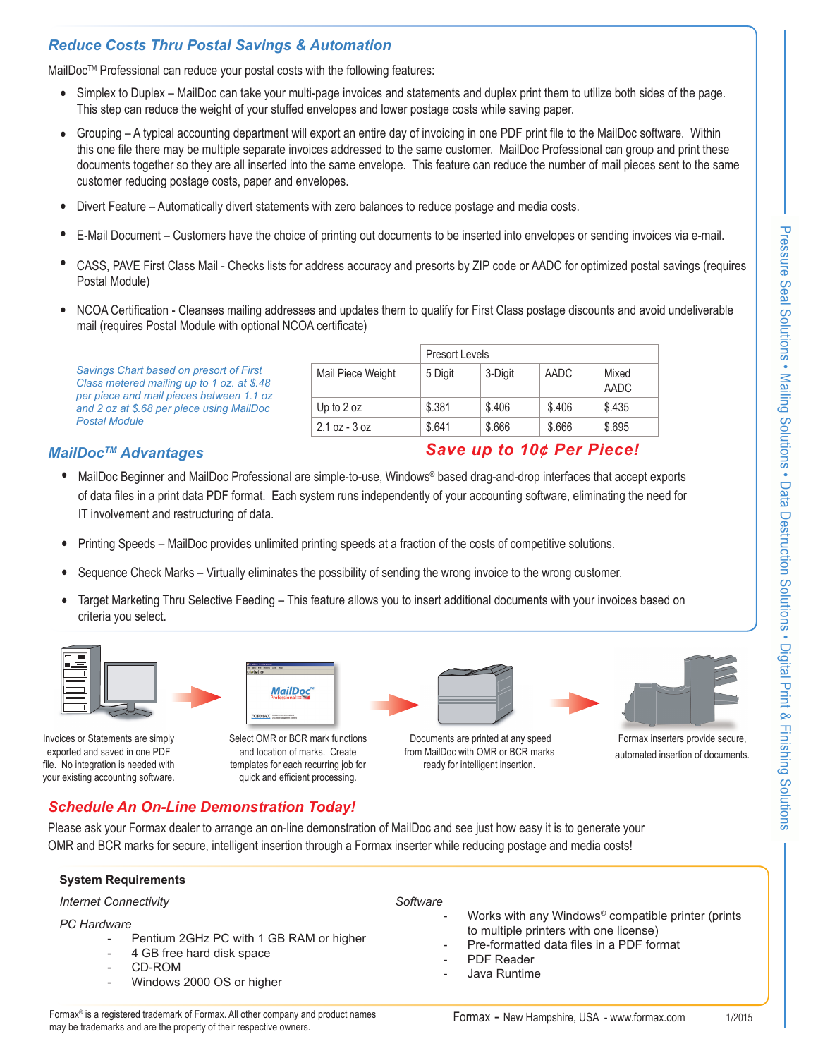## Reduce Costs Thru Postal Savings & Automation

MailDoc™ Professional can reduce your postal costs with the following features:

- Simplex to Duplex – MailDoc can take your multi-page invoices and statements and duplex print them to utilize both sides of the page. This step can reduce the weight of your stuffed envelopes and lower postage costs while saving paper.
- Grouping – A typical accounting department will export an entire day of invoicing in one PDF print file to the MailDoc software. Within this one file there may be multiple separate invoices addressed to the same customer. MailDoc Professional can group and print these documents together so they are all inserted into the same envelope. This feature can reduce the number of mail pieces sent to the same customer reducing postage costs, paper and envelopes.
- Divert Feature – Automatically divert statements with zero balances to reduce postage and media costs.
- E-Mail Document – Customers have the choice of printing out documents to be inserted into envelopes or sending invoices via e-mail.
- CASS, PAVE First Class Mail - Checks lists for address accuracy and presorts by ZIP code or AADC for optimized postal savings (requires Postal Module)
- NCOA Certification - Cleanses mailing addresses and updates them to qualify for First Class postage discounts and avoid undeliverable mail (requires Postal Module with optional NCOA certificate)

*Savings Chart based on presort of First Class metered mailing up to 1 oz. at $.48 per piece and mail pieces between 1.1 oz and 2 oz at $.68 per piece using MailDoc Postal Module*

| | Presort Levels | | | |
|---|---|---|---|---|
| Mail Piece Weight | 5 Digit | 3-Digit | AADC | Mixed AADC |
| Up to 2 oz | $.381 | $.406 | $.406 | $.435 |
| 2.1 oz - 3 oz | $.641 | $.666 | $.666 | $.695 |

**Save up to 10¢ Per Piece!**

## MailDoc™ Advantages

- MailDoc Beginner and MailDoc Professional are simple-to-use, Windows® based drag-and-drop interfaces that accept exports of data files in a print data PDF format. Each system runs independently of your accounting software, eliminating the need for IT involvement and restructuring of data.
- Printing Speeds – MailDoc provides unlimited printing speeds at a fraction of the costs of competitive solutions.
- Sequence Check Marks – Virtually eliminates the possibility of sending the wrong invoice to the wrong customer.
- Target Marketing Thru Selective Feeding – This feature allows you to insert additional documents with your invoices based on criteria you select.

Invoices or Statements are simply exported and saved in one PDF file. No integration is needed with your existing accounting software.

Select OMR or BCR mark functions and location of marks. Create templates for each recurring job for quick and efficient processing.

Documents are printed at any speed from MailDoc with OMR or BCR marks ready for intelligent insertion.

Formax inserters provide secure, automated insertion of documents.

## Schedule An On-Line Demonstration Today!

Please ask your Formax dealer to arrange an on-line demonstration of MailDoc and see just how easy it is to generate your OMR and BCR marks for secure, intelligent insertion through a Formax inserter while reducing postage and media costs!

**System Requirements**

*Internet Connectivity*

*PC Hardware*

- Pentium 2GHz PC with 1 GB RAM or higher
- 4 GB free hard disk space
- CD-ROM
- Windows 2000 OS or higher

*Software*

- Works with any Windows® compatible printer (prints to multiple printers with one license)
- Pre-formatted data files in a PDF format
- PDF Reader
- Java Runtime

Formax® is a registered trademark of Formax. All other company and product names may be trademarks and are the property of their respective owners.

Formax - New Hampshire, USA - www.formax.com 1/2015

Pressure Seal Solutions • Mailing Solutions • Data Destruction Solutions • Digital Print & Finishing Solutions